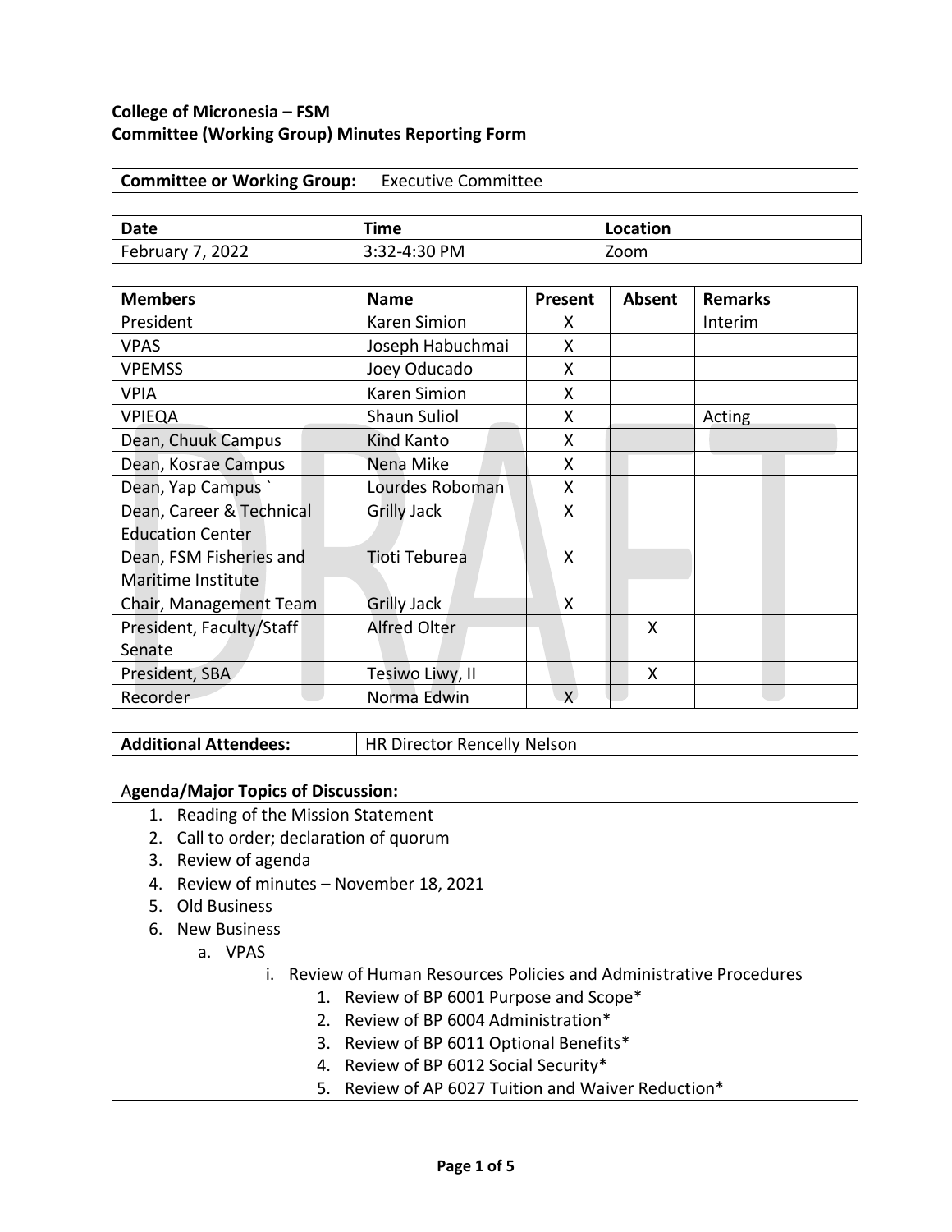**College of Micronesia – FSM**
**Committee (Working Group) Minutes Reporting Form**

| **Committee or Working Group:** | Executive Committee |
|---|---|

| **Date** | **Time** | **Location** |
|---|---|---|
| February 7, 2022 | 3:32-4:30 PM | Zoom |

| **Members** | **Name** | **Present** | **Absent** | **Remarks** |
|---|---|---|---|---|
| President | Karen Simion | X | | Interim |
| VPAS | Joseph Habuchmai | X | | |
| VPEMSS | Joey Oducado | X | | |
| VPIA | Karen Simion | X | | |
| VPIEQA | Shaun Suliol | X | | Acting |
| Dean, Chuuk Campus | Kind Kanto | X | | |
| Dean, Kosrae Campus | Nena Mike | X | | |
| Dean, Yap Campus ` | Lourdes Roboman | X | | |
| Dean, Career & Technical Education Center | Grilly Jack | X | | |
| Dean, FSM Fisheries and Maritime Institute | Tioti Teburea | X | | |
| Chair, Management Team | Grilly Jack | X | | |
| President, Faculty/Staff Senate | Alfred Olter | | X | |
| President, SBA | Tesiwo Liwy, II | | X | |
| Recorder | Norma Edwin | X | | |

| **Additional Attendees:** | HR Director Rencelly Nelson |
|---|---|

**Agenda/Major Topics of Discussion:**

1. Reading of the Mission Statement
2. Call to order; declaration of quorum
3. Review of agenda
4. Review of minutes – November 18, 2021
5. Old Business
6. New Business
   a. VPAS
      i. Review of Human Resources Policies and Administrative Procedures
         1. Review of BP 6001 Purpose and Scope*
         2. Review of BP 6004 Administration*
         3. Review of BP 6011 Optional Benefits*
         4. Review of BP 6012 Social Security*
         5. Review of AP 6027 Tuition and Waiver Reduction*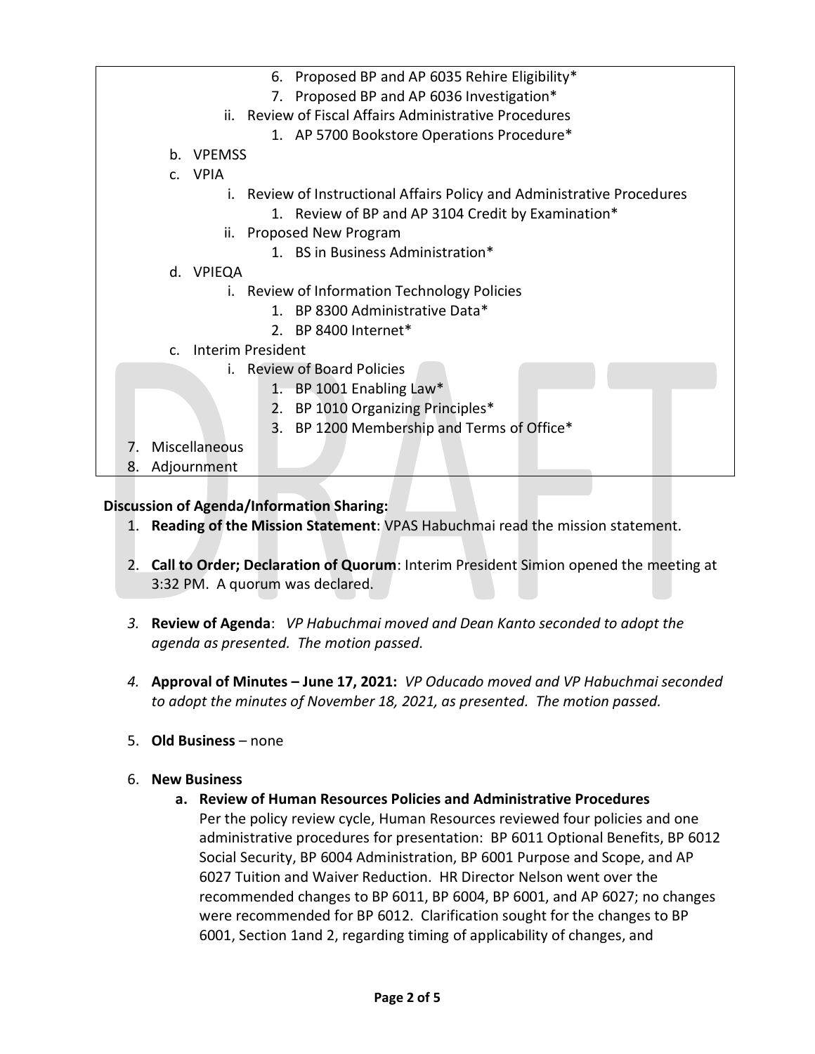6. Proposed BP and AP 6035 Rehire Eligibility*
7. Proposed BP and AP 6036 Investigation*

ii. Review of Fiscal Affairs Administrative Procedures

1. AP 5700 Bookstore Operations Procedure*

b. VPEMSS

c. VPIA

i. Review of Instructional Affairs Policy and Administrative Procedures

1. Review of BP and AP 3104 Credit by Examination*

ii. Proposed New Program

1. BS in Business Administration*

d. VPIEQA

i. Review of Information Technology Policies

1. BP 8300 Administrative Data*
2. BP 8400 Internet*

c. Interim President

i. Review of Board Policies

1. BP 1001 Enabling Law*
2. BP 1010 Organizing Principles*
3. BP 1200 Membership and Terms of Office*

7. Miscellaneous
8. Adjournment

**Discussion of Agenda/Information Sharing:**

1. **Reading of the Mission Statement**: VPAS Habuchmai read the mission statement.

2. **Call to Order; Declaration of Quorum**: Interim President Simion opened the meeting at 3:32 PM. A quorum was declared.

3. **Review of Agenda**: *VP Habuchmai moved and Dean Kanto seconded to adopt the agenda as presented. The motion passed.*

4. **Approval of Minutes – June 17, 2021:** *VP Oducado moved and VP Habuchmai seconded to adopt the minutes of November 18, 2021, as presented. The motion passed.*

5. **Old Business** – none

6. **New Business**

   **a. Review of Human Resources Policies and Administrative Procedures**

   Per the policy review cycle, Human Resources reviewed four policies and one administrative procedures for presentation: BP 6011 Optional Benefits, BP 6012 Social Security, BP 6004 Administration, BP 6001 Purpose and Scope, and AP 6027 Tuition and Waiver Reduction. HR Director Nelson went over the recommended changes to BP 6011, BP 6004, BP 6001, and AP 6027; no changes were recommended for BP 6012. Clarification sought for the changes to BP 6001, Section 1and 2, regarding timing of applicability of changes, and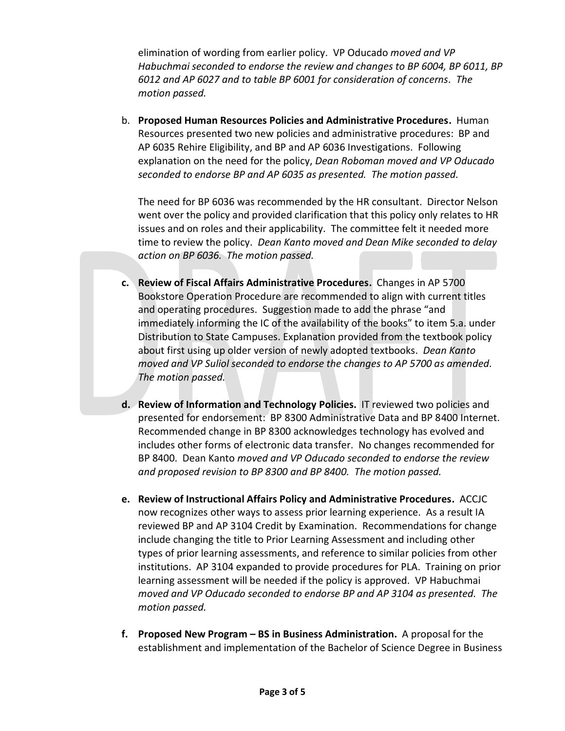elimination of wording from earlier policy. VP Oducado *moved and VP Habuchmai seconded to endorse the review and changes to BP 6004, BP 6011, BP 6012 and AP 6027 and to table BP 6001 for consideration of concerns. The motion passed.*

b. **Proposed Human Resources Policies and Administrative Procedures.** Human Resources presented two new policies and administrative procedures: BP and AP 6035 Rehire Eligibility, and BP and AP 6036 Investigations. Following explanation on the need for the policy, *Dean Roboman moved and VP Oducado seconded to endorse BP and AP 6035 as presented. The motion passed.*

   The need for BP 6036 was recommended by the HR consultant. Director Nelson went over the policy and provided clarification that this policy only relates to HR issues and on roles and their applicability. The committee felt it needed more time to review the policy. *Dean Kanto moved and Dean Mike seconded to delay action on BP 6036. The motion passed.*

c. **Review of Fiscal Affairs Administrative Procedures.** Changes in AP 5700 Bookstore Operation Procedure are recommended to align with current titles and operating procedures. Suggestion made to add the phrase "and immediately informing the IC of the availability of the books" to item 5.a. under Distribution to State Campuses. Explanation provided from the textbook policy about first using up older version of newly adopted textbooks. *Dean Kanto moved and VP Suliol seconded to endorse the changes to AP 5700 as amended. The motion passed.*

d. **Review of Information and Technology Policies.** IT reviewed two policies and presented for endorsement: BP 8300 Administrative Data and BP 8400 Internet. Recommended change in BP 8300 acknowledges technology has evolved and includes other forms of electronic data transfer. No changes recommended for BP 8400. Dean Kanto *moved and VP Oducado seconded to endorse the review and proposed revision to BP 8300 and BP 8400. The motion passed.*

e. **Review of Instructional Affairs Policy and Administrative Procedures.** ACCJC now recognizes other ways to assess prior learning experience. As a result IA reviewed BP and AP 3104 Credit by Examination. Recommendations for change include changing the title to Prior Learning Assessment and including other types of prior learning assessments, and reference to similar policies from other institutions. AP 3104 expanded to provide procedures for PLA. Training on prior learning assessment will be needed if the policy is approved. VP Habuchmai *moved and VP Oducado seconded to endorse BP and AP 3104 as presented. The motion passed.*

f. **Proposed New Program – BS in Business Administration.** A proposal for the establishment and implementation of the Bachelor of Science Degree in Business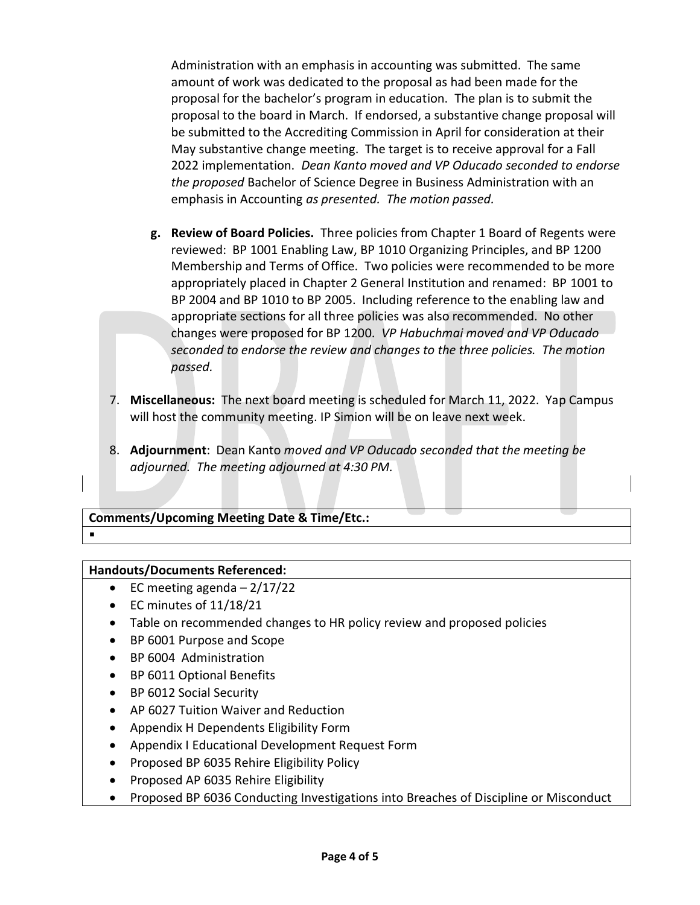Administration with an emphasis in accounting was submitted. The same amount of work was dedicated to the proposal as had been made for the proposal for the bachelor's program in education. The plan is to submit the proposal to the board in March. If endorsed, a substantive change proposal will be submitted to the Accrediting Commission in April for consideration at their May substantive change meeting. The target is to receive approval for a Fall 2022 implementation. *Dean Kanto moved and VP Oducado seconded to endorse the proposed* Bachelor of Science Degree in Business Administration with an emphasis in Accounting *as presented. The motion passed.*

g. **Review of Board Policies.** Three policies from Chapter 1 Board of Regents were reviewed: BP 1001 Enabling Law, BP 1010 Organizing Principles, and BP 1200 Membership and Terms of Office. Two policies were recommended to be more appropriately placed in Chapter 2 General Institution and renamed: BP 1001 to BP 2004 and BP 1010 to BP 2005. Including reference to the enabling law and appropriate sections for all three policies was also recommended. No other changes were proposed for BP 1200. *VP Habuchmai moved and VP Oducado seconded to endorse the review and changes to the three policies. The motion passed.*

7. **Miscellaneous:** The next board meeting is scheduled for March 11, 2022. Yap Campus will host the community meeting. IP Simion will be on leave next week.

8. **Adjournment**: Dean Kanto *moved and VP Oducado seconded that the meeting be adjourned. The meeting adjourned at 4:30 PM.*

| **Comments/Upcoming Meeting Date & Time/Etc.:** |
|---|
| ▪ |

**Handouts/Documents Referenced:**

- EC meeting agenda – 2/17/22
- EC minutes of 11/18/21
- Table on recommended changes to HR policy review and proposed policies
- BP 6001 Purpose and Scope
- BP 6004 Administration
- BP 6011 Optional Benefits
- BP 6012 Social Security
- AP 6027 Tuition Waiver and Reduction
- Appendix H Dependents Eligibility Form
- Appendix I Educational Development Request Form
- Proposed BP 6035 Rehire Eligibility Policy
- Proposed AP 6035 Rehire Eligibility
- Proposed BP 6036 Conducting Investigations into Breaches of Discipline or Misconduct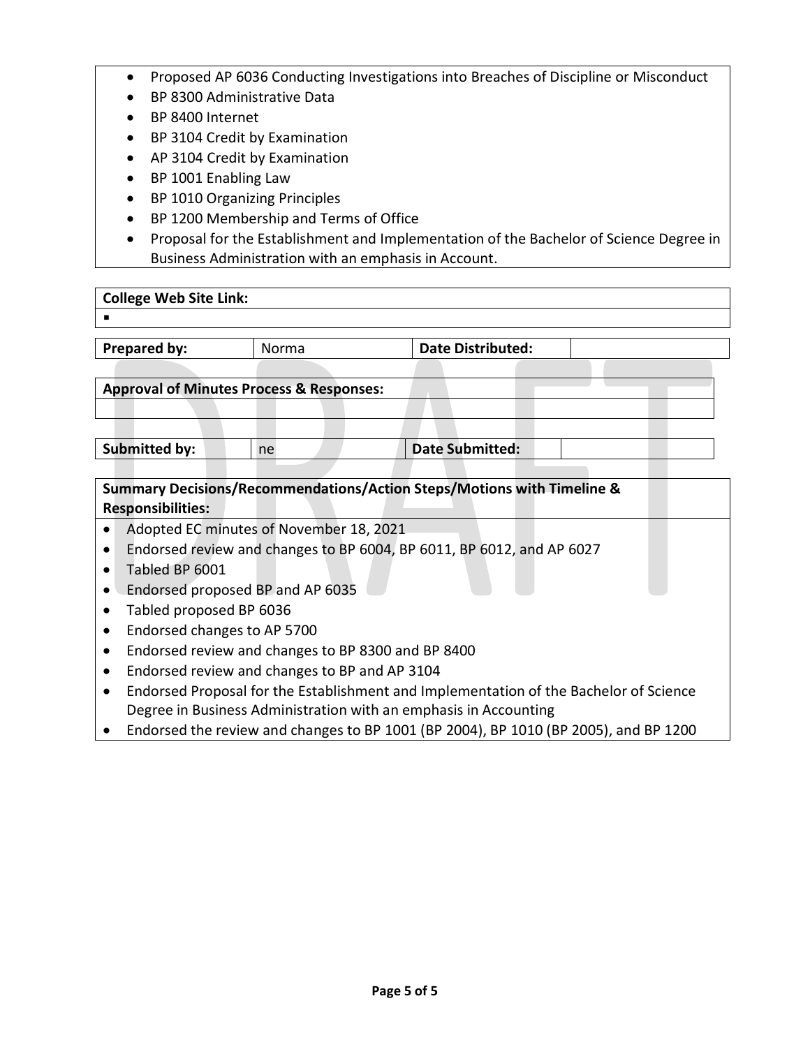- Proposed AP 6036 Conducting Investigations into Breaches of Discipline or Misconduct
- BP 8300 Administrative Data
- BP 8400 Internet
- BP 3104 Credit by Examination
- AP 3104 Credit by Examination
- BP 1001 Enabling Law
- BP 1010 Organizing Principles
- BP 1200 Membership and Terms of Office
- Proposal for the Establishment and Implementation of the Bachelor of Science Degree in Business Administration with an emphasis in Account.

| **College Web Site Link:** |
| --- |
| ▪ |

| **Prepared by:** | Norma | **Date Distributed:** | |
| --- | --- | --- | --- |

| **Approval of Minutes Process & Responses:** |
| --- |
| |

| **Submitted by:** | ne | **Date Submitted:** | |
| --- | --- | --- | --- |

**Summary Decisions/Recommendations/Action Steps/Motions with Timeline & Responsibilities:**

- Adopted EC minutes of November 18, 2021
- Endorsed review and changes to BP 6004, BP 6011, BP 6012, and AP 6027
- Tabled BP 6001
- Endorsed proposed BP and AP 6035
- Tabled proposed BP 6036
- Endorsed changes to AP 5700
- Endorsed review and changes to BP 8300 and BP 8400
- Endorsed review and changes to BP and AP 3104
- Endorsed Proposal for the Establishment and Implementation of the Bachelor of Science Degree in Business Administration with an emphasis in Accounting
- Endorsed the review and changes to BP 1001 (BP 2004), BP 1010 (BP 2005), and BP 1200